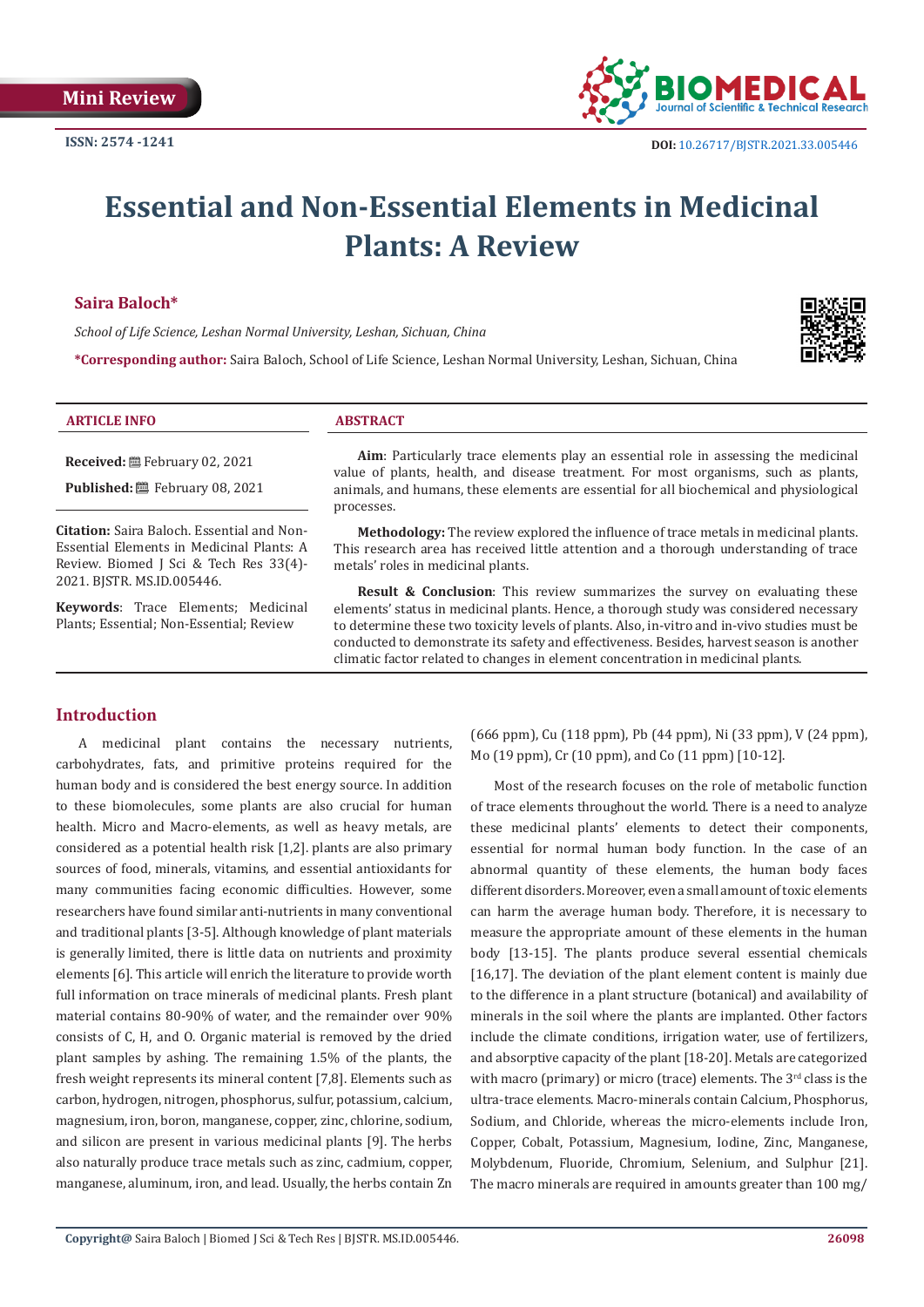Mini Review

ISSN: 2574 -1241

DOI: 10.26717/BJSTR.2021.33.005446

# Essential and Non-Essential Elements in Medicinal Plants: A Review

**Saira Baloch***

*School of Life Science, Leshan Normal University, Leshan, Sichuan, China*

***Corresponding author:** Saira Baloch, School of Life Science, Leshan Normal University, Leshan, Sichuan, China

**ARTICLE INFO**

**Received:** February 02, 2021

**Published:** February 08, 2021

**Citation:** Saira Baloch. Essential and Non-Essential Elements in Medicinal Plants: A Review. Biomed J Sci & Tech Res 33(4)-2021. BJSTR. MS.ID.005446.

**Keywords**: Trace Elements; Medicinal Plants; Essential; Non-Essential; Review

**ABSTRACT**

**Aim**: Particularly trace elements play an essential role in assessing the medicinal value of plants, health, and disease treatment. For most organisms, such as plants, animals, and humans, these elements are essential for all biochemical and physiological processes.

**Methodology:** The review explored the influence of trace metals in medicinal plants. This research area has received little attention and a thorough understanding of trace metals' roles in medicinal plants.

**Result & Conclusion**: This review summarizes the survey on evaluating these elements' status in medicinal plants. Hence, a thorough study was considered necessary to determine these two toxicity levels of plants. Also, in-vitro and in-vivo studies must be conducted to demonstrate its safety and effectiveness. Besides, harvest season is another climatic factor related to changes in element concentration in medicinal plants.

## Introduction

A medicinal plant contains the necessary nutrients, carbohydrates, fats, and primitive proteins required for the human body and is considered the best energy source. In addition to these biomolecules, some plants are also crucial for human health. Micro and Macro-elements, as well as heavy metals, are considered as a potential health risk [1,2]. plants are also primary sources of food, minerals, vitamins, and essential antioxidants for many communities facing economic difficulties. However, some researchers have found similar anti-nutrients in many conventional and traditional plants [3-5]. Although knowledge of plant materials is generally limited, there is little data on nutrients and proximity elements [6]. This article will enrich the literature to provide worth full information on trace minerals of medicinal plants. Fresh plant material contains 80-90% of water, and the remainder over 90% consists of C, H, and O. Organic material is removed by the dried plant samples by ashing. The remaining 1.5% of the plants, the fresh weight represents its mineral content [7,8]. Elements such as carbon, hydrogen, nitrogen, phosphorus, sulfur, potassium, calcium, magnesium, iron, boron, manganese, copper, zinc, chlorine, sodium, and silicon are present in various medicinal plants [9]. The herbs also naturally produce trace metals such as zinc, cadmium, copper, manganese, aluminum, iron, and lead. Usually, the herbs contain Zn (666 ppm), Cu (118 ppm), Pb (44 ppm), Ni (33 ppm), V (24 ppm), Mo (19 ppm), Cr (10 ppm), and Co (11 ppm) [10-12].

Most of the research focuses on the role of metabolic function of trace elements throughout the world. There is a need to analyze these medicinal plants' elements to detect their components, essential for normal human body function. In the case of an abnormal quantity of these elements, the human body faces different disorders. Moreover, even a small amount of toxic elements can harm the average human body. Therefore, it is necessary to measure the appropriate amount of these elements in the human body [13-15]. The plants produce several essential chemicals [16,17]. The deviation of the plant element content is mainly due to the difference in a plant structure (botanical) and availability of minerals in the soil where the plants are implanted. Other factors include the climate conditions, irrigation water, use of fertilizers, and absorptive capacity of the plant [18-20]. Metals are categorized with macro (primary) or micro (trace) elements. The 3rd class is the ultra-trace elements. Macro-minerals contain Calcium, Phosphorus, Sodium, and Chloride, whereas the micro-elements include Iron, Copper, Cobalt, Potassium, Magnesium, Iodine, Zinc, Manganese, Molybdenum, Fluoride, Chromium, Selenium, and Sulphur [21]. The macro minerals are required in amounts greater than 100 mg/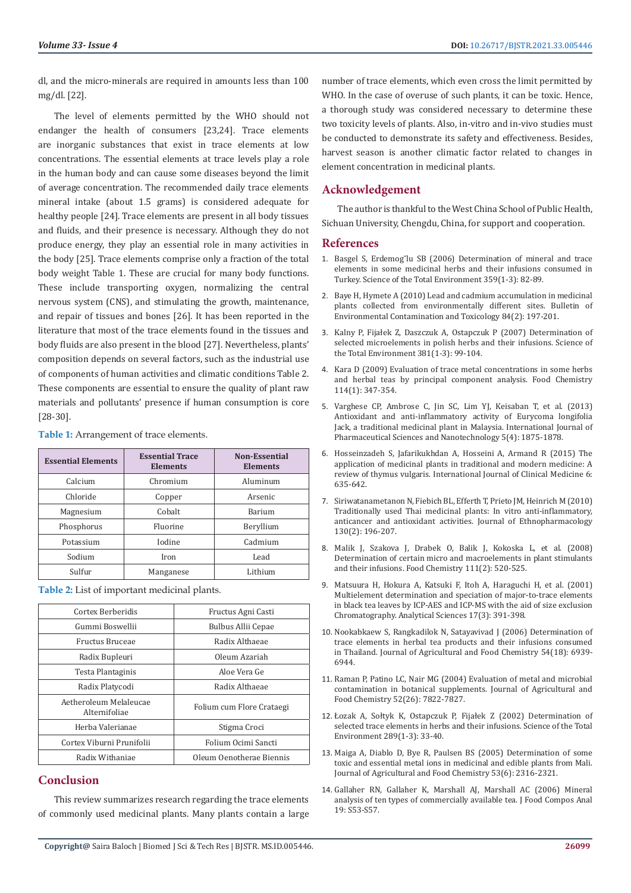dl, and the micro-minerals are required in amounts less than 100 mg/dl. [22].

The level of elements permitted by the WHO should not endanger the health of consumers [23,24]. Trace elements are inorganic substances that exist in trace elements at low concentrations. The essential elements at trace levels play a role in the human body and can cause some diseases beyond the limit of average concentration. The recommended daily trace elements mineral intake (about 1.5 grams) is considered adequate for healthy people [24]. Trace elements are present in all body tissues and fluids, and their presence is necessary. Although they do not produce energy, they play an essential role in many activities in the body [25]. Trace elements comprise only a fraction of the total body weight Table 1. These are crucial for many body functions. These include transporting oxygen, normalizing the central nervous system (CNS), and stimulating the growth, maintenance, and repair of tissues and bones [26]. It has been reported in the literature that most of the trace elements found in the tissues and body fluids are also present in the blood [27]. Nevertheless, plants' composition depends on several factors, such as the industrial use of components of human activities and climatic conditions Table 2. These components are essential to ensure the quality of plant raw materials and pollutants' presence if human consumption is core [28-30].

**Table 1:** Arrangement of trace elements.

| Essential Elements | Essential Trace Elements | Non-Essential Elements |
|---|---|---|
| Calcium | Chromium | Aluminum |
| Chloride | Copper | Arsenic |
| Magnesium | Cobalt | Barium |
| Phosphorus | Fluorine | Beryllium |
| Potassium | Iodine | Cadmium |
| Sodium | Iron | Lead |
| Sulfur | Manganese | Lithium |

**Table 2:** List of important medicinal plants.

| | |
|---|---|
| Cortex Berberidis | Fructus Agni Casti |
| Gummi Boswellii | Bulbus Allii Cepae |
| Fructus Bruceae | Radix Althaeae |
| Radix Bupleuri | Oleum Azariah |
| Testa Plantaginis | Aloe Vera Ge |
| Radix Platycodi | Radix Althaeae |
| Aetheroleum Melaleucae Alternifoliae | Folium cum Flore Crataegi |
| Herba Valerianae | Stigma Croci |
| Cortex Viburni Prunifolii | Folium Ocimi Sancti |
| Radix Withaniae | Oleum Oenotherae Biennis |

## Conclusion

This review summarizes research regarding the trace elements of commonly used medicinal plants. Many plants contain a large number of trace elements, which even cross the limit permitted by WHO. In the case of overuse of such plants, it can be toxic. Hence, a thorough study was considered necessary to determine these two toxicity levels of plants. Also, in-vitro and in-vivo studies must be conducted to demonstrate its safety and effectiveness. Besides, harvest season is another climatic factor related to changes in element concentration in medicinal plants.

## Acknowledgement

The author is thankful to the West China School of Public Health, Sichuan University, Chengdu, China, for support and cooperation.

## References

1. Basgel S, Erdemog˘lu SB (2006) Determination of mineral and trace elements in some medicinal herbs and their infusions consumed in Turkey. Science of the Total Environment 359(1-3): 82-89.
2. Baye H, Hymete A (2010) Lead and cadmium accumulation in medicinal plants collected from environmentally different sites. Bulletin of Environmental Contamination and Toxicology 84(2): 197-201.
3. Kalny P, Fijałek Z, Daszczuk A, Ostapczuk P (2007) Determination of selected microelements in polish herbs and their infusions. Science of the Total Environment 381(1-3): 99-104.
4. Kara D (2009) Evaluation of trace metal concentrations in some herbs and herbal teas by principal component analysis. Food Chemistry 114(1): 347-354.
5. Varghese CP, Ambrose C, Jin SC, Lim YJ, Keisaban T, et al. (2013) Antioxidant and anti-inflammatory activity of Eurycoma longifolia Jack, a traditional medicinal plant in Malaysia. International Journal of Pharmaceutical Sciences and Nanotechnology 5(4): 1875-1878.
6. Hosseinzadeh S, Jafarikukhdan A, Hosseini A, Armand R (2015) The application of medicinal plants in traditional and modern medicine: A review of thymus vulgaris. International Journal of Clinical Medicine 6: 635-642.
7. Siriwatanametanon N, Fiebich BL, Efferth T, Prieto JM, Heinrich M (2010) Traditionally used Thai medicinal plants: In vitro anti-inflammatory, anticancer and antioxidant activities. Journal of Ethnopharmacology 130(2): 196-207.
8. Malik J, Szakova J, Drabek O, Balik J, Kokoska L, et al. (2008) Determination of certain micro and macroelements in plant stimulants and their infusions. Food Chemistry 111(2): 520-525.
9. Matsuura H, Hokura A, Katsuki F, Itoh A, Haraguchi H, et al. (2001) Multielement determination and speciation of major-to-trace elements in black tea leaves by ICP-AES and ICP-MS with the aid of size exclusion Chromatography. Analytical Sciences 17(3): 391-398.
10. Nookabkaew S, Rangkadilok N, Satayavivad J (2006) Determination of trace elements in herbal tea products and their infusions consumed in Thailand. Journal of Agricultural and Food Chemistry 54(18): 6939-6944.
11. Raman P, Patino LC, Nair MG (2004) Evaluation of metal and microbial contamination in botanical supplements. Journal of Agricultural and Food Chemistry 52(26): 7822-7827.
12. Łozak A, Sołtyk K, Ostapczuk P, Fijałek Z (2002) Determination of selected trace elements in herbs and their infusions. Science of the Total Environment 289(1-3): 33-40.
13. Maiga A, Diablo D, Bye R, Paulsen BS (2005) Determination of some toxic and essential metal ions in medicinal and edible plants from Mali. Journal of Agricultural and Food Chemistry 53(6): 2316-2321.
14. Gallaher RN, Gallaher K, Marshall AJ, Marshall AC (2006) Mineral analysis of ten types of commercially available tea. J Food Compos Anal 19: S53-S57.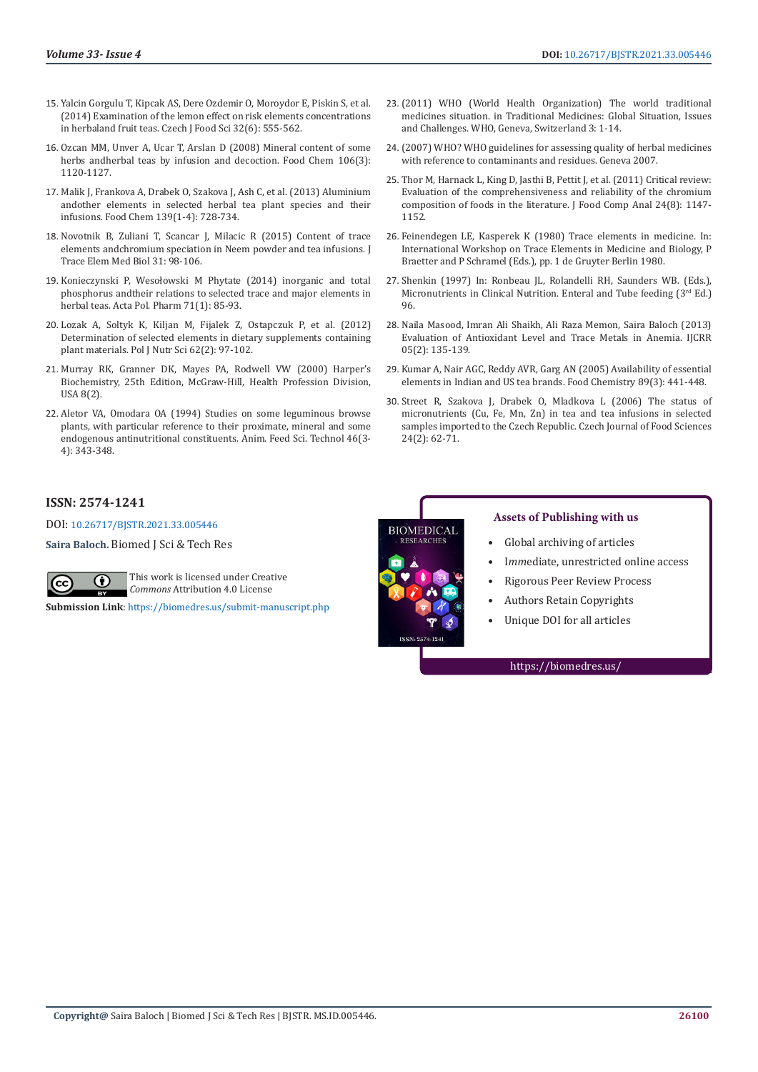15. Yalcin Gorgulu T, Kipcak AS, Dere Ozdemir O, Moroydor E, Piskin S, et al. (2014) Examination of the lemon effect on risk elements concentrations in herbaland fruit teas. Czech J Food Sci 32(6): 555-562.
16. Ozcan MM, Unver A, Ucar T, Arslan D (2008) Mineral content of some herbs andherbal teas by infusion and decoction. Food Chem 106(3): 1120-1127.
17. Malik J, Frankova A, Drabek O, Szakova J, Ash C, et al. (2013) Aluminium andother elements in selected herbal tea plant species and their infusions. Food Chem 139(1-4): 728-734.
18. Novotnik B, Zuliani T, Scancar J, Milacic R (2015) Content of trace elements andchromium speciation in Neem powder and tea infusions. J Trace Elem Med Biol 31: 98-106.
19. Konieczynski P, Wesołowski M Phytate (2014) inorganic and total phosphorus andtheir relations to selected trace and major elements in herbal teas. Acta Pol. Pharm 71(1): 85-93.
20. Lozak A, Soltyk K, Kiljan M, Fijalek Z, Ostapczuk P, et al. (2012) Determination of selected elements in dietary supplements containing plant materials. Pol J Nutr Sci 62(2): 97-102.
21. Murray RK, Granner DK, Mayes PA, Rodwell VW (2000) Harper's Biochemistry, 25th Edition, McGraw-Hill, Health Profession Division, USA 8(2).
22. Aletor VA, Omodara OA (1994) Studies on some leguminous browse plants, with particular reference to their proximate, mineral and some endogenous antinutritional constituents. Anim. Feed Sci. Technol 46(3-4): 343-348.
23. (2011) WHO (World Health Organization) The world traditional medicines situation. in Traditional Medicines: Global Situation, Issues and Challenges. WHO, Geneva, Switzerland 3: 1-14.
24. (2007) WHO? WHO guidelines for assessing quality of herbal medicines with reference to contaminants and residues. Geneva 2007.
25. Thor M, Harnack L, King D, Jasthi B, Pettit J, et al. (2011) Critical review: Evaluation of the comprehensiveness and reliability of the chromium composition of foods in the literature. J Food Comp Anal 24(8): 1147-1152.
26. Feinendegen LE, Kasperek K (1980) Trace elements in medicine. In: International Workshop on Trace Elements in Medicine and Biology, P Braetter and P Schramel (Eds.), pp. 1 de Gruyter Berlin 1980.
27. Shenkin (1997) In: Ronbeau JL, Rolandelli RH, Saunders WB. (Eds.), Micronutrients in Clinical Nutrition. Enteral and Tube feeding (3rd Ed.) 96.
28. Naila Masood, Imran Ali Shaikh, Ali Raza Memon, Saira Baloch (2013) Evaluation of Antioxidant Level and Trace Metals in Anemia. IJCRR 05(2): 135-139.
29. Kumar A, Nair AGC, Reddy AVR, Garg AN (2005) Availability of essential elements in Indian and US tea brands. Food Chemistry 89(3): 441-448.
30. Street R, Szakova J, Drabek O, Mladkova L (2006) The status of micronutrients (Cu, Fe, Mn, Zn) in tea and tea infusions in selected samples imported to the Czech Republic. Czech Journal of Food Sciences 24(2): 62-71.

**ISSN: 2574-1241**

DOI: 10.26717/BJSTR.2021.33.005446

**Saira Baloch.** Biomed J Sci & Tech Res

This work is licensed under Creative *Commons* Attribution 4.0 License

**Submission Link**: https://biomedres.us/submit-manuscript.php

**Assets of Publishing with us**

- Global archiving of articles
- Immediate, unrestricted online access
- Rigorous Peer Review Process
- Authors Retain Copyrights
- Unique DOI for all articles

https://biomedres.us/